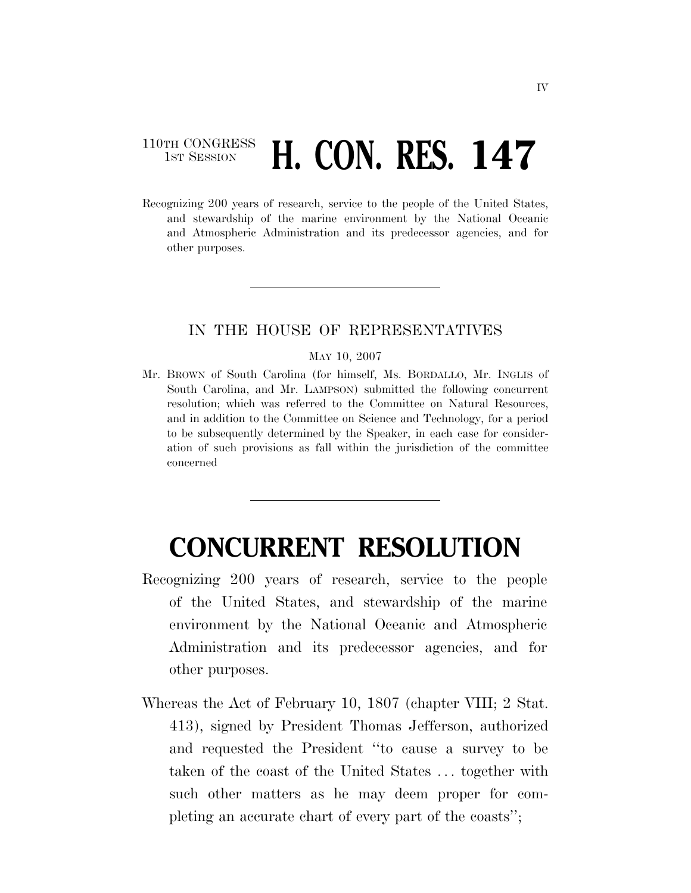110TH CONGRESS
1ST SESSION

# H. CON. RES. 147

Recognizing 200 years of research, service to the people of the United States, and stewardship of the marine environment by the National Oceanic and Atmospheric Administration and its predecessor agencies, and for other purposes.

---

IN THE HOUSE OF REPRESENTATIVES

MAY 10, 2007

Mr. BROWN of South Carolina (for himself, Ms. BORDALLO, Mr. INGLIS of South Carolina, and Mr. LAMPSON) submitted the following concurrent resolution; which was referred to the Committee on Natural Resources, and in addition to the Committee on Science and Technology, for a period to be subsequently determined by the Speaker, in each case for consideration of such provisions as fall within the jurisdiction of the committee concerned

---

# CONCURRENT RESOLUTION

Recognizing 200 years of research, service to the people of the United States, and stewardship of the marine environment by the National Oceanic and Atmospheric Administration and its predecessor agencies, and for other purposes.

Whereas the Act of February 10, 1807 (chapter VIII; 2 Stat. 413), signed by President Thomas Jefferson, authorized and requested the President "to cause a survey to be taken of the coast of the United States . . . together with such other matters as he may deem proper for completing an accurate chart of every part of the coasts";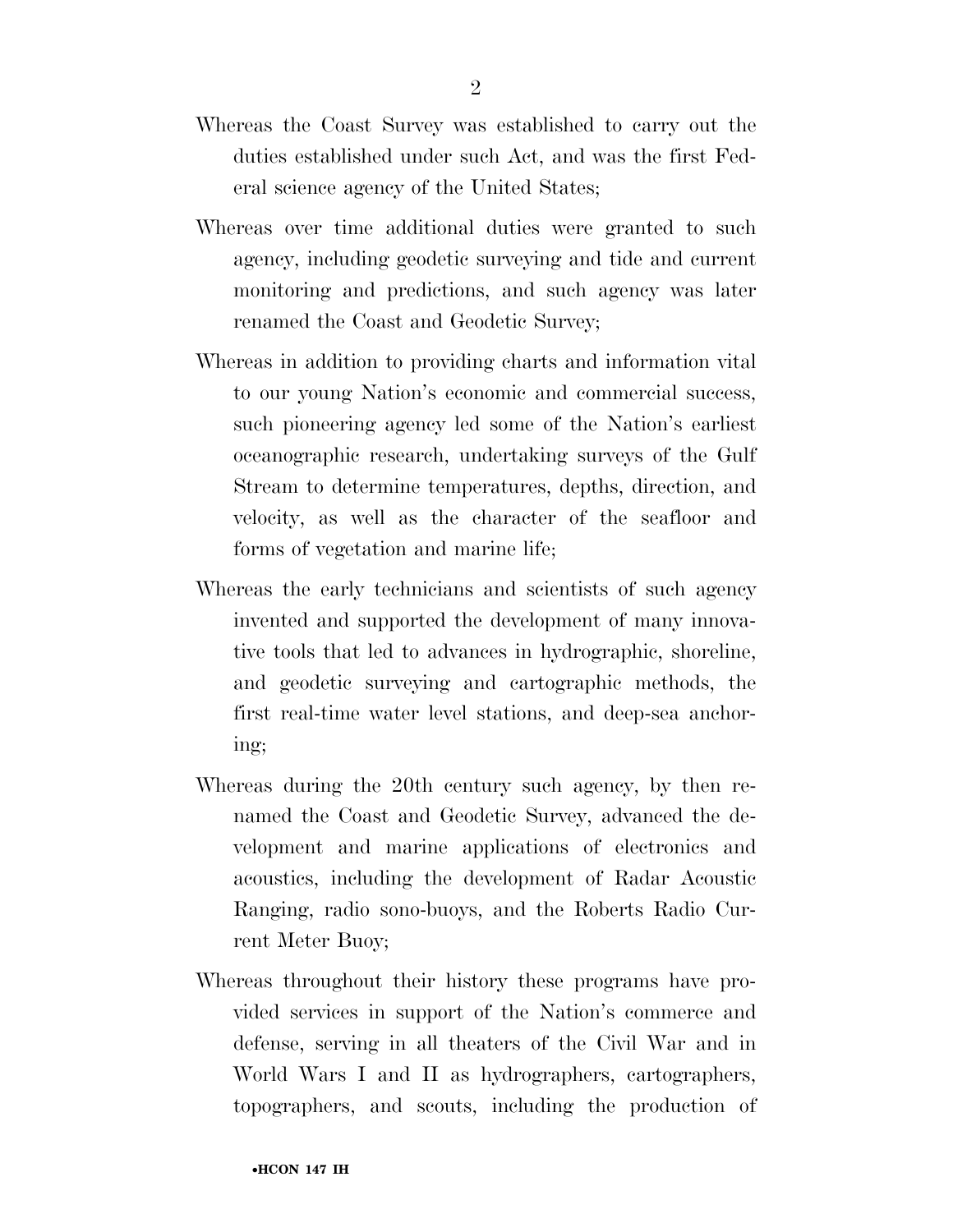Whereas the Coast Survey was established to carry out the duties established under such Act, and was the first Federal science agency of the United States;

Whereas over time additional duties were granted to such agency, including geodetic surveying and tide and current monitoring and predictions, and such agency was later renamed the Coast and Geodetic Survey;

Whereas in addition to providing charts and information vital to our young Nation's economic and commercial success, such pioneering agency led some of the Nation's earliest oceanographic research, undertaking surveys of the Gulf Stream to determine temperatures, depths, direction, and velocity, as well as the character of the seafloor and forms of vegetation and marine life;

Whereas the early technicians and scientists of such agency invented and supported the development of many innovative tools that led to advances in hydrographic, shoreline, and geodetic surveying and cartographic methods, the first real-time water level stations, and deep-sea anchoring;

Whereas during the 20th century such agency, by then renamed the Coast and Geodetic Survey, advanced the development and marine applications of electronics and acoustics, including the development of Radar Acoustic Ranging, radio sono-buoys, and the Roberts Radio Current Meter Buoy;

Whereas throughout their history these programs have provided services in support of the Nation's commerce and defense, serving in all theaters of the Civil War and in World Wars I and II as hydrographers, cartographers, topographers, and scouts, including the production of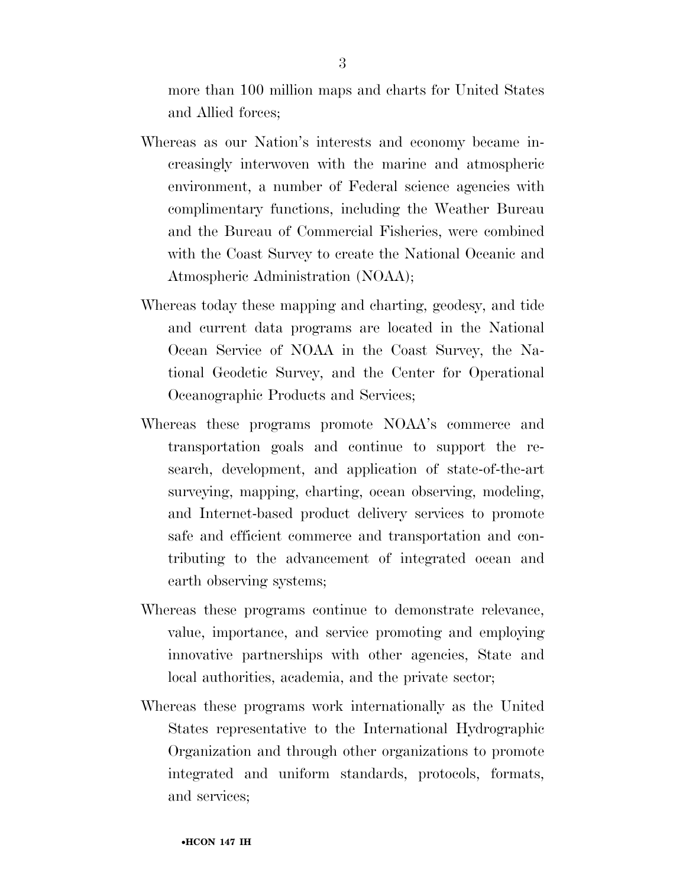more than 100 million maps and charts for United States and Allied forces;

Whereas as our Nation's interests and economy became increasingly interwoven with the marine and atmospheric environment, a number of Federal science agencies with complimentary functions, including the Weather Bureau and the Bureau of Commercial Fisheries, were combined with the Coast Survey to create the National Oceanic and Atmospheric Administration (NOAA);

Whereas today these mapping and charting, geodesy, and tide and current data programs are located in the National Ocean Service of NOAA in the Coast Survey, the National Geodetic Survey, and the Center for Operational Oceanographic Products and Services;

Whereas these programs promote NOAA's commerce and transportation goals and continue to support the research, development, and application of state-of-the-art surveying, mapping, charting, ocean observing, modeling, and Internet-based product delivery services to promote safe and efficient commerce and transportation and contributing to the advancement of integrated ocean and earth observing systems;

Whereas these programs continue to demonstrate relevance, value, importance, and service promoting and employing innovative partnerships with other agencies, State and local authorities, academia, and the private sector;

Whereas these programs work internationally as the United States representative to the International Hydrographic Organization and through other organizations to promote integrated and uniform standards, protocols, formats, and services;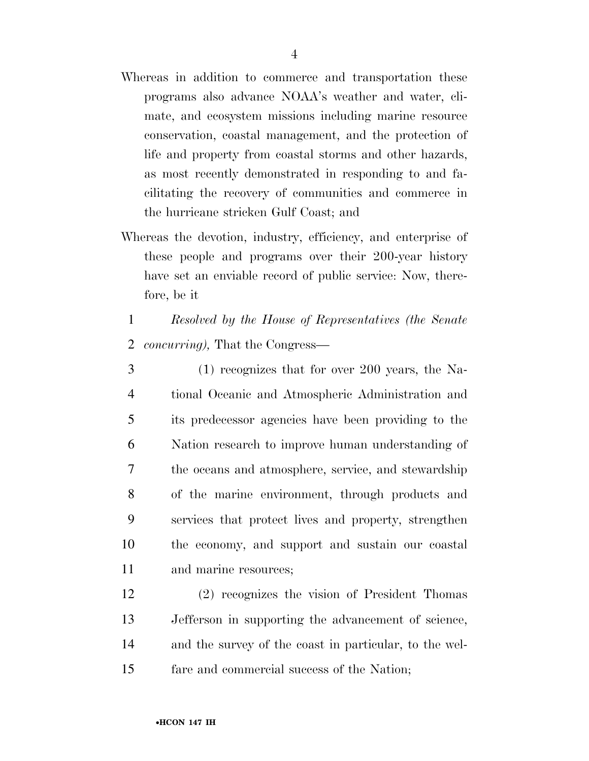Whereas in addition to commerce and transportation these programs also advance NOAA's weather and water, climate, and ecosystem missions including marine resource conservation, coastal management, and the protection of life and property from coastal storms and other hazards, as most recently demonstrated in responding to and facilitating the recovery of communities and commerce in the hurricane stricken Gulf Coast; and

Whereas the devotion, industry, efficiency, and enterprise of these people and programs over their 200-year history have set an enviable record of public service: Now, therefore, be it

*Resolved by the House of Representatives (the Senate concurring),* That the Congress—

(1) recognizes that for over 200 years, the National Oceanic and Atmospheric Administration and its predecessor agencies have been providing to the Nation research to improve human understanding of the oceans and atmosphere, service, and stewardship of the marine environment, through products and services that protect lives and property, strengthen the economy, and support and sustain our coastal and marine resources;

(2) recognizes the vision of President Thomas Jefferson in supporting the advancement of science, and the survey of the coast in particular, to the welfare and commercial success of the Nation;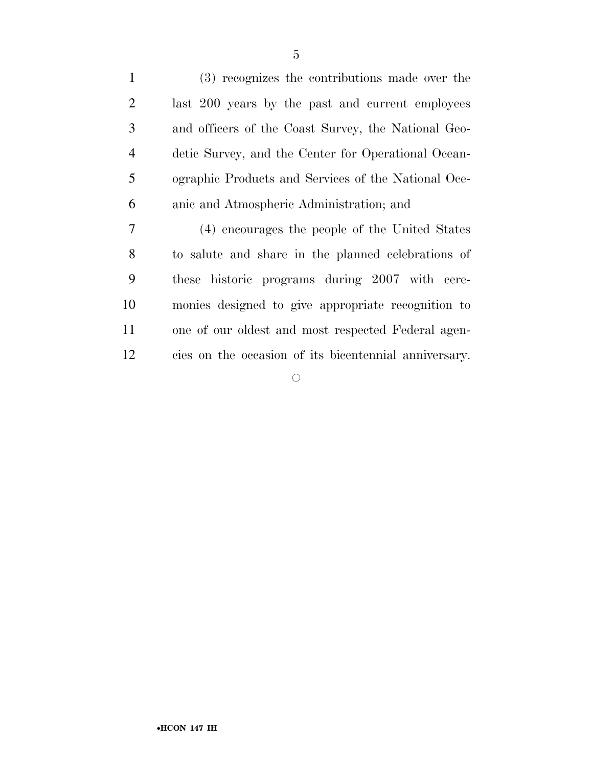(3) recognizes the contributions made over the last 200 years by the past and current employees and officers of the Coast Survey, the National Geodetic Survey, and the Center for Operational Oceanographic Products and Services of the National Oceanic and Atmospheric Administration; and

(4) encourages the people of the United States to salute and share in the planned celebrations of these historic programs during 2007 with ceremonies designed to give appropriate recognition to one of our oldest and most respected Federal agencies on the occasion of its bicentennial anniversary.

○